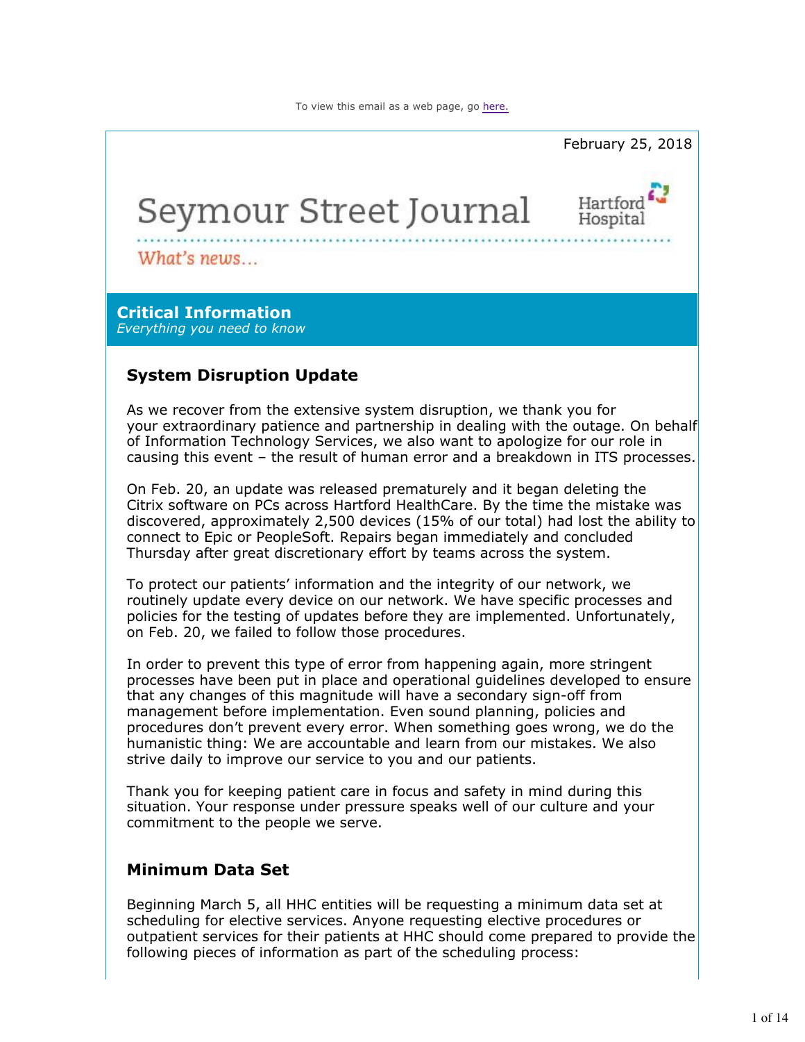To view this email as a web page, go here.

February 25, 2018

# Seymour Street Journal

Hartford Hospital

*What's news...*

## Critical Information

*Everything you need to know*

### System Disruption Update

As we recover from the extensive system disruption, we thank you for your extraordinary patience and partnership in dealing with the outage. On behalf of Information Technology Services, we also want to apologize for our role in causing this event – the result of human error and a breakdown in ITS processes.

On Feb. 20, an update was released prematurely and it began deleting the Citrix software on PCs across Hartford HealthCare. By the time the mistake was discovered, approximately 2,500 devices (15% of our total) had lost the ability to connect to Epic or PeopleSoft. Repairs began immediately and concluded Thursday after great discretionary effort by teams across the system.

To protect our patients' information and the integrity of our network, we routinely update every device on our network. We have specific processes and policies for the testing of updates before they are implemented. Unfortunately, on Feb. 20, we failed to follow those procedures.

In order to prevent this type of error from happening again, more stringent processes have been put in place and operational guidelines developed to ensure that any changes of this magnitude will have a secondary sign-off from management before implementation. Even sound planning, policies and procedures don't prevent every error. When something goes wrong, we do the humanistic thing: We are accountable and learn from our mistakes. We also strive daily to improve our service to you and our patients.

Thank you for keeping patient care in focus and safety in mind during this situation. Your response under pressure speaks well of our culture and your commitment to the people we serve.

### Minimum Data Set

Beginning March 5, all HHC entities will be requesting a minimum data set at scheduling for elective services. Anyone requesting elective procedures or outpatient services for their patients at HHC should come prepared to provide the following pieces of information as part of the scheduling process: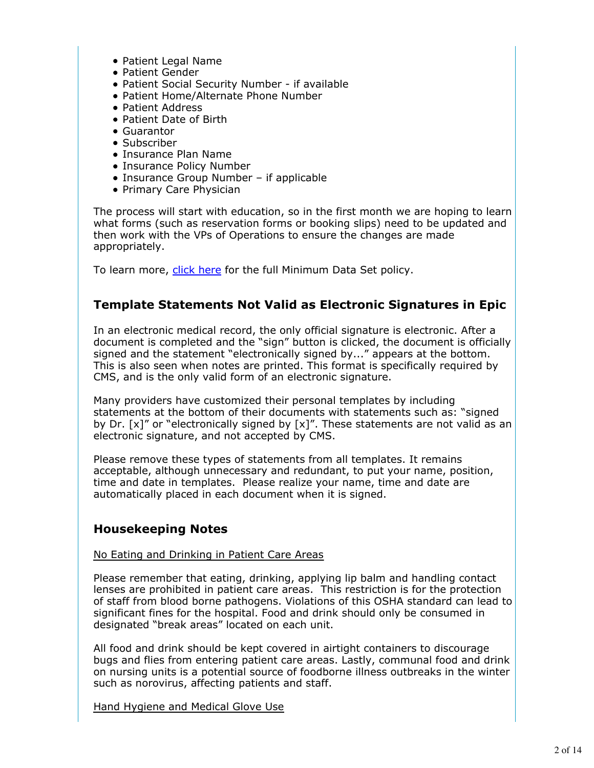- Patient Legal Name
- Patient Gender
- Patient Social Security Number - if available
- Patient Home/Alternate Phone Number
- Patient Address
- Patient Date of Birth
- Guarantor
- Subscriber
- Insurance Plan Name
- Insurance Policy Number
- Insurance Group Number – if applicable
- Primary Care Physician

The process will start with education, so in the first month we are hoping to learn what forms (such as reservation forms or booking slips) need to be updated and then work with the VPs of Operations to ensure the changes are made appropriately.

To learn more, click here for the full Minimum Data Set policy.

## Template Statements Not Valid as Electronic Signatures in Epic

In an electronic medical record, the only official signature is electronic. After a document is completed and the "sign" button is clicked, the document is officially signed and the statement "electronically signed by..." appears at the bottom. This is also seen when notes are printed. This format is specifically required by CMS, and is the only valid form of an electronic signature.

Many providers have customized their personal templates by including statements at the bottom of their documents with statements such as: "signed by Dr. [x]" or "electronically signed by [x]". These statements are not valid as an electronic signature, and not accepted by CMS.

Please remove these types of statements from all templates. It remains acceptable, although unnecessary and redundant, to put your name, position, time and date in templates. Please realize your name, time and date are automatically placed in each document when it is signed.

## Housekeeping Notes

No Eating and Drinking in Patient Care Areas

Please remember that eating, drinking, applying lip balm and handling contact lenses are prohibited in patient care areas. This restriction is for the protection of staff from blood borne pathogens. Violations of this OSHA standard can lead to significant fines for the hospital. Food and drink should only be consumed in designated "break areas" located on each unit.

All food and drink should be kept covered in airtight containers to discourage bugs and flies from entering patient care areas. Lastly, communal food and drink on nursing units is a potential source of foodborne illness outbreaks in the winter such as norovirus, affecting patients and staff.

Hand Hygiene and Medical Glove Use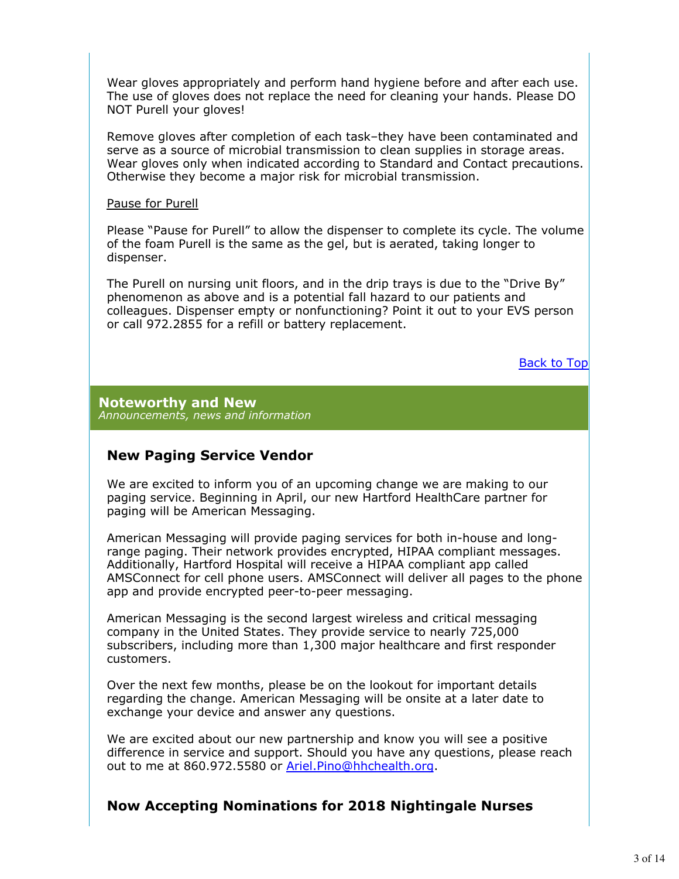Wear gloves appropriately and perform hand hygiene before and after each use. The use of gloves does not replace the need for cleaning your hands. Please DO NOT Purell your gloves!

Remove gloves after completion of each task–they have been contaminated and serve as a source of microbial transmission to clean supplies in storage areas. Wear gloves only when indicated according to Standard and Contact precautions. Otherwise they become a major risk for microbial transmission.

Pause for Purell

Please "Pause for Purell" to allow the dispenser to complete its cycle. The volume of the foam Purell is the same as the gel, but is aerated, taking longer to dispenser.

The Purell on nursing unit floors, and in the drip trays is due to the "Drive By" phenomenon as above and is a potential fall hazard to our patients and colleagues. Dispenser empty or nonfunctioning? Point it out to your EVS person or call 972.2855 for a refill or battery replacement.

Back to Top

## Noteworthy and New

*Announcements, news and information*

### New Paging Service Vendor

We are excited to inform you of an upcoming change we are making to our paging service. Beginning in April, our new Hartford HealthCare partner for paging will be American Messaging.

American Messaging will provide paging services for both in-house and long-range paging. Their network provides encrypted, HIPAA compliant messages. Additionally, Hartford Hospital will receive a HIPAA compliant app called AMSConnect for cell phone users. AMSConnect will deliver all pages to the phone app and provide encrypted peer-to-peer messaging.

American Messaging is the second largest wireless and critical messaging company in the United States. They provide service to nearly 725,000 subscribers, including more than 1,300 major healthcare and first responder customers.

Over the next few months, please be on the lookout for important details regarding the change. American Messaging will be onsite at a later date to exchange your device and answer any questions.

We are excited about our new partnership and know you will see a positive difference in service and support. Should you have any questions, please reach out to me at 860.972.5580 or Ariel.Pino@hhchealth.org.

### Now Accepting Nominations for 2018 Nightingale Nurses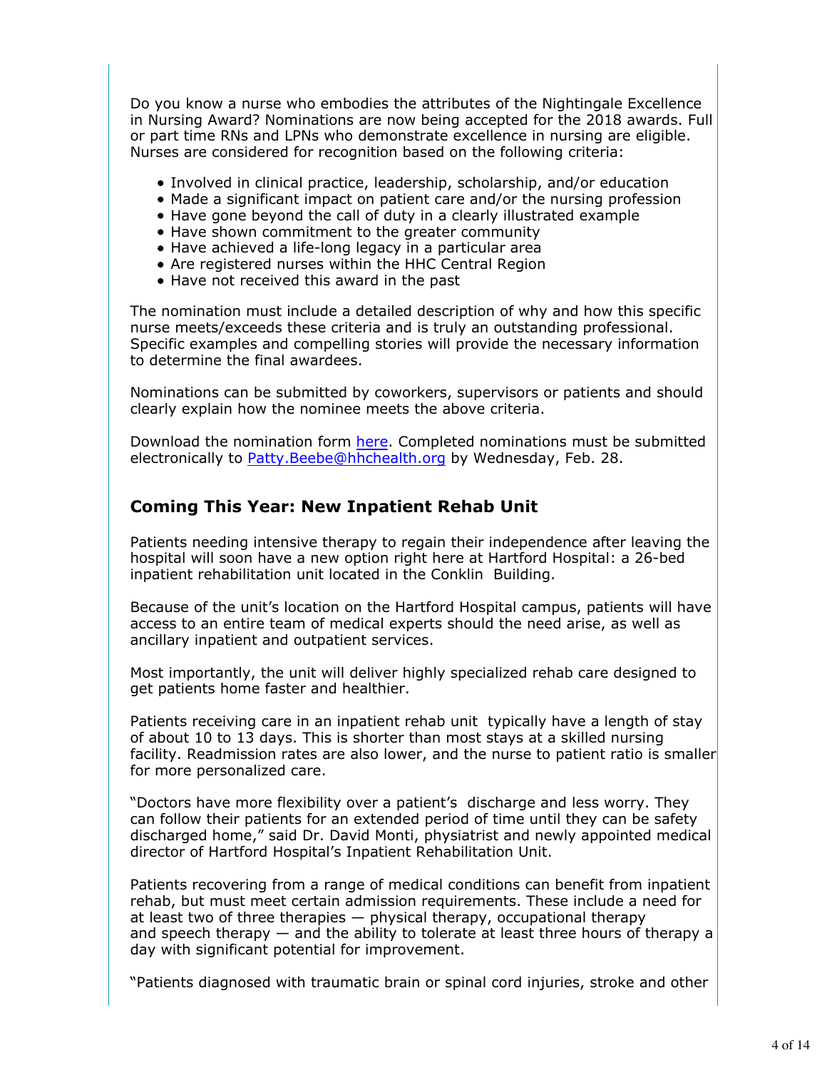Do you know a nurse who embodies the attributes of the Nightingale Excellence in Nursing Award? Nominations are now being accepted for the 2018 awards. Full or part time RNs and LPNs who demonstrate excellence in nursing are eligible. Nurses are considered for recognition based on the following criteria:

- Involved in clinical practice, leadership, scholarship, and/or education
- Made a significant impact on patient care and/or the nursing profession
- Have gone beyond the call of duty in a clearly illustrated example
- Have shown commitment to the greater community
- Have achieved a life-long legacy in a particular area
- Are registered nurses within the HHC Central Region
- Have not received this award in the past

The nomination must include a detailed description of why and how this specific nurse meets/exceeds these criteria and is truly an outstanding professional. Specific examples and compelling stories will provide the necessary information to determine the final awardees.

Nominations can be submitted by coworkers, supervisors or patients and should clearly explain how the nominee meets the above criteria.

Download the nomination form here. Completed nominations must be submitted electronically to Patty.Beebe@hhchealth.org by Wednesday, Feb. 28.

## Coming This Year: New Inpatient Rehab Unit

Patients needing intensive therapy to regain their independence after leaving the hospital will soon have a new option right here at Hartford Hospital: a 26-bed inpatient rehabilitation unit located in the Conklin Building.

Because of the unit's location on the Hartford Hospital campus, patients will have access to an entire team of medical experts should the need arise, as well as ancillary inpatient and outpatient services.

Most importantly, the unit will deliver highly specialized rehab care designed to get patients home faster and healthier.

Patients receiving care in an inpatient rehab unit typically have a length of stay of about 10 to 13 days. This is shorter than most stays at a skilled nursing facility. Readmission rates are also lower, and the nurse to patient ratio is smaller for more personalized care.

"Doctors have more flexibility over a patient's discharge and less worry. They can follow their patients for an extended period of time until they can be safety discharged home," said Dr. David Monti, physiatrist and newly appointed medical director of Hartford Hospital's Inpatient Rehabilitation Unit.

Patients recovering from a range of medical conditions can benefit from inpatient rehab, but must meet certain admission requirements. These include a need for at least two of three therapies — physical therapy, occupational therapy and speech therapy — and the ability to tolerate at least three hours of therapy a day with significant potential for improvement.

"Patients diagnosed with traumatic brain or spinal cord injuries, stroke and other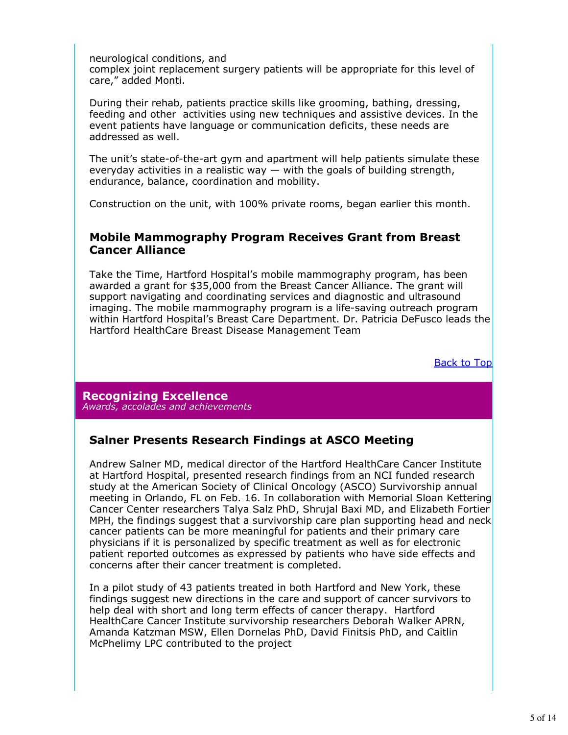neurological conditions, and
complex joint replacement surgery patients will be appropriate for this level of care," added Monti.

During their rehab, patients practice skills like grooming, bathing, dressing, feeding and other activities using new techniques and assistive devices. In the event patients have language or communication deficits, these needs are addressed as well.

The unit's state-of-the-art gym and apartment will help patients simulate these everyday activities in a realistic way — with the goals of building strength, endurance, balance, coordination and mobility.

Construction on the unit, with 100% private rooms, began earlier this month.

### Mobile Mammography Program Receives Grant from Breast Cancer Alliance

Take the Time, Hartford Hospital's mobile mammography program, has been awarded a grant for $35,000 from the Breast Cancer Alliance. The grant will support navigating and coordinating services and diagnostic and ultrasound imaging. The mobile mammography program is a life-saving outreach program within Hartford Hospital's Breast Care Department. Dr. Patricia DeFusco leads the Hartford HealthCare Breast Disease Management Team

Back to Top

## Recognizing Excellence

*Awards, accolades and achievements*

### Salner Presents Research Findings at ASCO Meeting

Andrew Salner MD, medical director of the Hartford HealthCare Cancer Institute at Hartford Hospital, presented research findings from an NCI funded research study at the American Society of Clinical Oncology (ASCO) Survivorship annual meeting in Orlando, FL on Feb. 16. In collaboration with Memorial Sloan Kettering Cancer Center researchers Talya Salz PhD, Shrujal Baxi MD, and Elizabeth Fortier MPH, the findings suggest that a survivorship care plan supporting head and neck cancer patients can be more meaningful for patients and their primary care physicians if it is personalized by specific treatment as well as for electronic patient reported outcomes as expressed by patients who have side effects and concerns after their cancer treatment is completed.

In a pilot study of 43 patients treated in both Hartford and New York, these findings suggest new directions in the care and support of cancer survivors to help deal with short and long term effects of cancer therapy. Hartford HealthCare Cancer Institute survivorship researchers Deborah Walker APRN, Amanda Katzman MSW, Ellen Dornelas PhD, David Finitsis PhD, and Caitlin McPhelimy LPC contributed to the project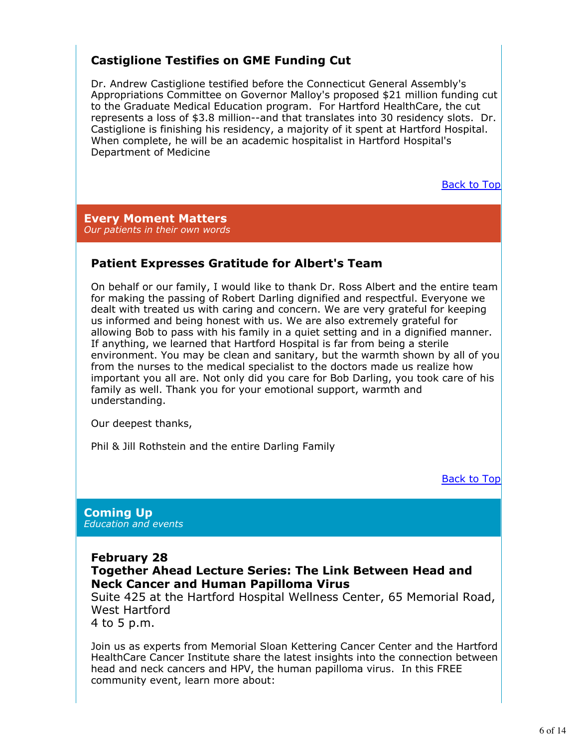### Castiglione Testifies on GME Funding Cut

Dr. Andrew Castiglione testified before the Connecticut General Assembly's Appropriations Committee on Governor Malloy's proposed $21 million funding cut to the Graduate Medical Education program. For Hartford HealthCare, the cut represents a loss of $3.8 million--and that translates into 30 residency slots. Dr. Castiglione is finishing his residency, a majority of it spent at Hartford Hospital. When complete, he will be an academic hospitalist in Hartford Hospital's Department of Medicine

Back to Top

## Every Moment Matters

*Our patients in their own words*

### Patient Expresses Gratitude for Albert's Team

On behalf or our family, I would like to thank Dr. Ross Albert and the entire team for making the passing of Robert Darling dignified and respectful. Everyone we dealt with treated us with caring and concern. We are very grateful for keeping us informed and being honest with us. We are also extremely grateful for allowing Bob to pass with his family in a quiet setting and in a dignified manner. If anything, we learned that Hartford Hospital is far from being a sterile environment. You may be clean and sanitary, but the warmth shown by all of you from the nurses to the medical specialist to the doctors made us realize how important you all are. Not only did you care for Bob Darling, you took care of his family as well. Thank you for your emotional support, warmth and understanding.

Our deepest thanks,

Phil & Jill Rothstein and the entire Darling Family

Back to Top

## Coming Up

*Education and events*

### February 28
### Together Ahead Lecture Series: The Link Between Head and Neck Cancer and Human Papilloma Virus

Suite 425 at the Hartford Hospital Wellness Center, 65 Memorial Road, West Hartford
4 to 5 p.m.

Join us as experts from Memorial Sloan Kettering Cancer Center and the Hartford HealthCare Cancer Institute share the latest insights into the connection between head and neck cancers and HPV, the human papilloma virus. In this FREE community event, learn more about: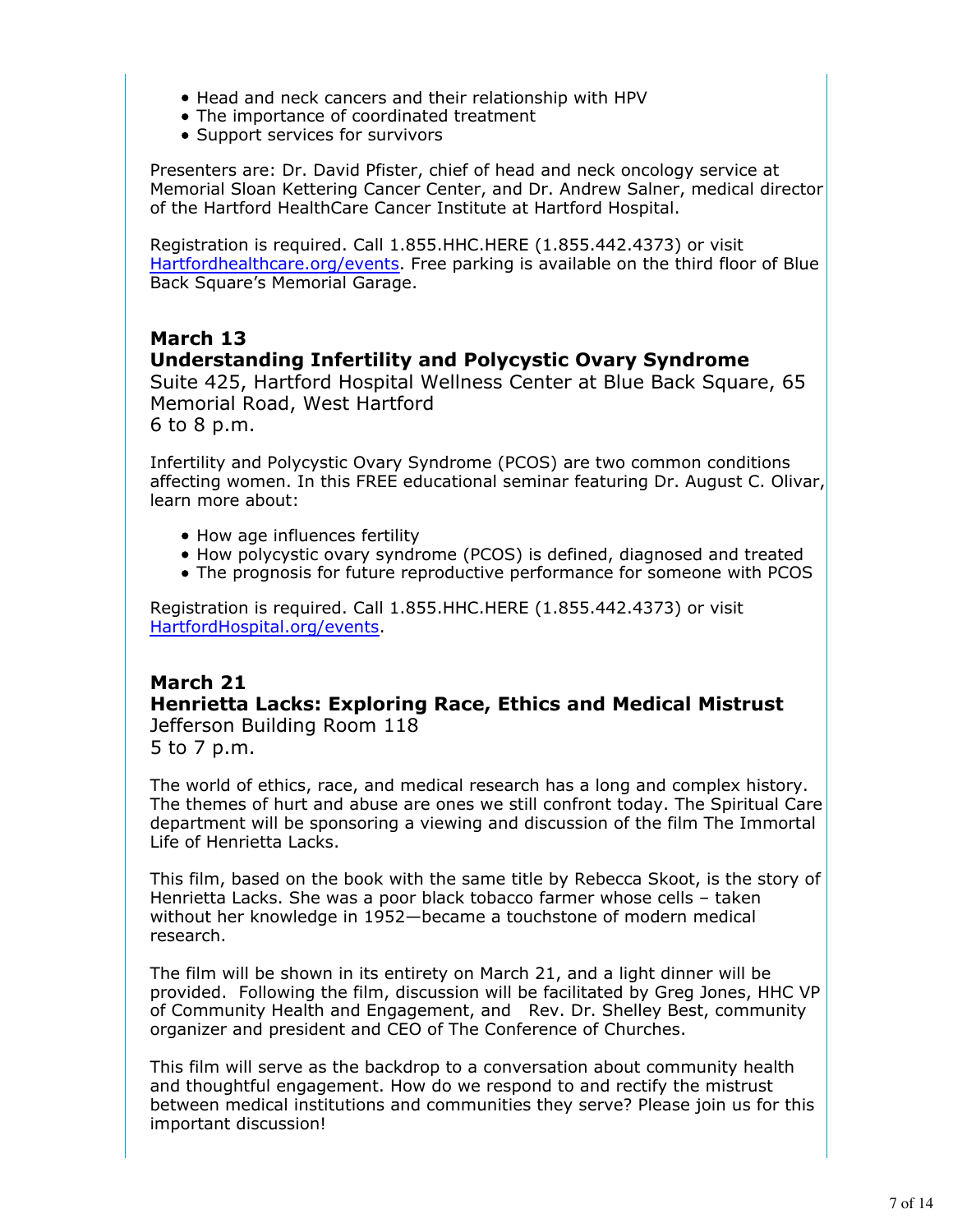- Head and neck cancers and their relationship with HPV
- The importance of coordinated treatment
- Support services for survivors

Presenters are: Dr. David Pfister, chief of head and neck oncology service at Memorial Sloan Kettering Cancer Center, and Dr. Andrew Salner, medical director of the Hartford HealthCare Cancer Institute at Hartford Hospital.

Registration is required. Call 1.855.HHC.HERE (1.855.442.4373) or visit [Hartfordhealthcare.org/events](Hartfordhealthcare.org/events). Free parking is available on the third floor of Blue Back Square's Memorial Garage.

**March 13**
**Understanding Infertility and Polycystic Ovary Syndrome**
Suite 425, Hartford Hospital Wellness Center at Blue Back Square, 65 Memorial Road, West Hartford
6 to 8 p.m.

Infertility and Polycystic Ovary Syndrome (PCOS) are two common conditions affecting women. In this FREE educational seminar featuring Dr. August C. Olivar, learn more about:

- How age influences fertility
- How polycystic ovary syndrome (PCOS) is defined, diagnosed and treated
- The prognosis for future reproductive performance for someone with PCOS

Registration is required. Call 1.855.HHC.HERE (1.855.442.4373) or visit [HartfordHospital.org/events](HartfordHospital.org/events).

**March 21**
**Henrietta Lacks: Exploring Race, Ethics and Medical Mistrust**
Jefferson Building Room 118
5 to 7 p.m.

The world of ethics, race, and medical research has a long and complex history. The themes of hurt and abuse are ones we still confront today. The Spiritual Care department will be sponsoring a viewing and discussion of the film The Immortal Life of Henrietta Lacks.

This film, based on the book with the same title by Rebecca Skoot, is the story of Henrietta Lacks. She was a poor black tobacco farmer whose cells – taken without her knowledge in 1952—became a touchstone of modern medical research.

The film will be shown in its entirety on March 21, and a light dinner will be provided. Following the film, discussion will be facilitated by Greg Jones, HHC VP of Community Health and Engagement, and Rev. Dr. Shelley Best, community organizer and president and CEO of The Conference of Churches.

This film will serve as the backdrop to a conversation about community health and thoughtful engagement. How do we respond to and rectify the mistrust between medical institutions and communities they serve? Please join us for this important discussion!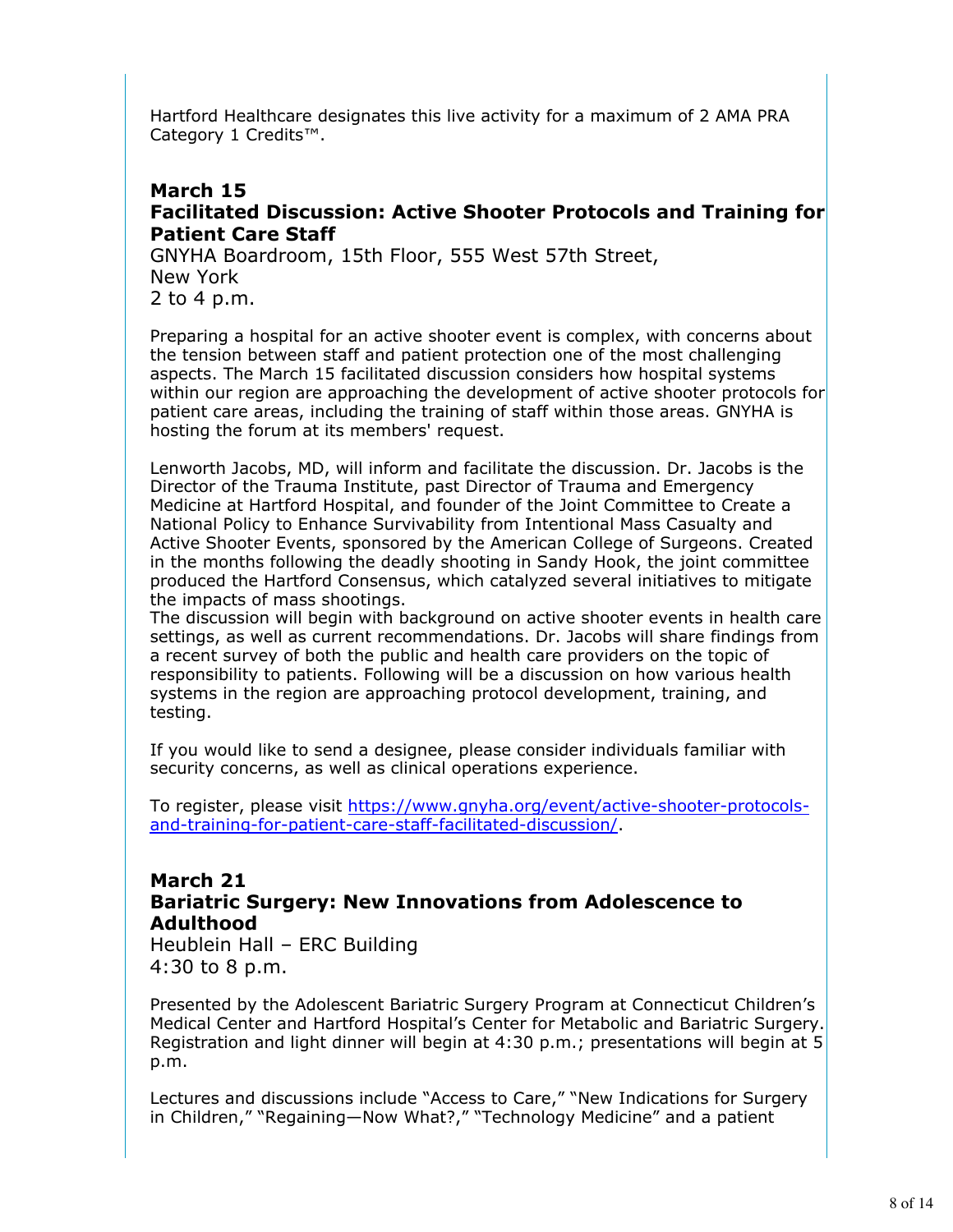Hartford Healthcare designates this live activity for a maximum of 2 AMA PRA Category 1 Credits™.

### March 15
### Facilitated Discussion: Active Shooter Protocols and Training for Patient Care Staff

GNYHA Boardroom, 15th Floor, 555 West 57th Street, New York
2 to 4 p.m.

Preparing a hospital for an active shooter event is complex, with concerns about the tension between staff and patient protection one of the most challenging aspects. The March 15 facilitated discussion considers how hospital systems within our region are approaching the development of active shooter protocols for patient care areas, including the training of staff within those areas. GNYHA is hosting the forum at its members' request.

Lenworth Jacobs, MD, will inform and facilitate the discussion. Dr. Jacobs is the Director of the Trauma Institute, past Director of Trauma and Emergency Medicine at Hartford Hospital, and founder of the Joint Committee to Create a National Policy to Enhance Survivability from Intentional Mass Casualty and Active Shooter Events, sponsored by the American College of Surgeons. Created in the months following the deadly shooting in Sandy Hook, the joint committee produced the Hartford Consensus, which catalyzed several initiatives to mitigate the impacts of mass shootings.
The discussion will begin with background on active shooter events in health care settings, as well as current recommendations. Dr. Jacobs will share findings from a recent survey of both the public and health care providers on the topic of responsibility to patients. Following will be a discussion on how various health systems in the region are approaching protocol development, training, and testing.

If you would like to send a designee, please consider individuals familiar with security concerns, as well as clinical operations experience.

To register, please visit [https://www.gnyha.org/event/active-shooter-protocols-and-training-for-patient-care-staff-facilitated-discussion/](https://www.gnyha.org/event/active-shooter-protocols-and-training-for-patient-care-staff-facilitated-discussion/).

### March 21
### Bariatric Surgery: New Innovations from Adolescence to Adulthood

Heublein Hall – ERC Building
4:30 to 8 p.m.

Presented by the Adolescent Bariatric Surgery Program at Connecticut Children's Medical Center and Hartford Hospital's Center for Metabolic and Bariatric Surgery. Registration and light dinner will begin at 4:30 p.m.; presentations will begin at 5 p.m.

Lectures and discussions include "Access to Care," "New Indications for Surgery in Children," "Regaining—Now What?," "Technology Medicine" and a patient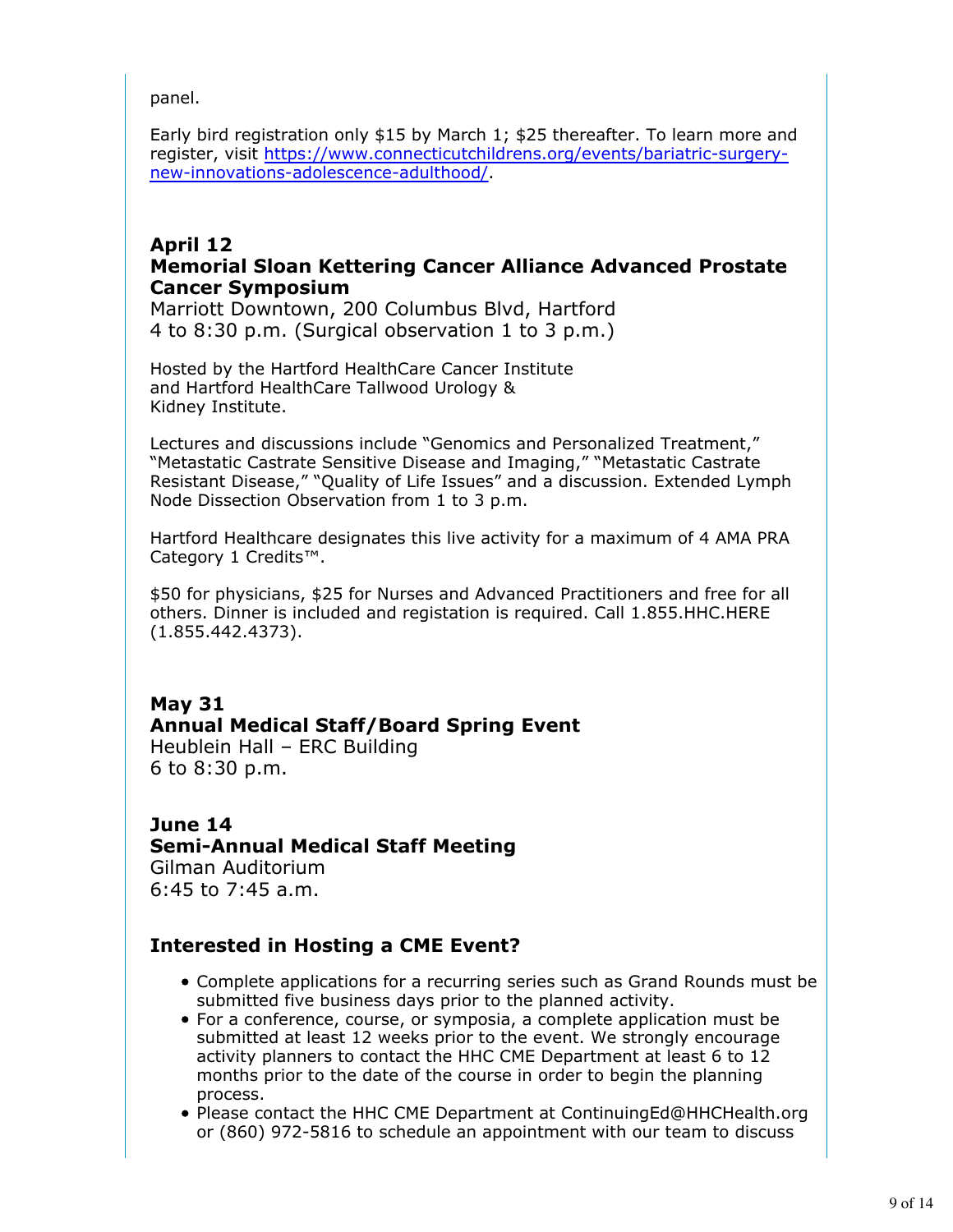panel.

Early bird registration only $15 by March 1; $25 thereafter. To learn more and register, visit [https://www.connecticutchildrens.org/events/bariatric-surgery-new-innovations-adolescence-adulthood/](https://www.connecticutchildrens.org/events/bariatric-surgery-new-innovations-adolescence-adulthood/).

### April 12
### Memorial Sloan Kettering Cancer Alliance Advanced Prostate Cancer Symposium

Marriott Downtown, 200 Columbus Blvd, Hartford
4 to 8:30 p.m. (Surgical observation 1 to 3 p.m.)

Hosted by the Hartford HealthCare Cancer Institute and Hartford HealthCare Tallwood Urology & Kidney Institute.

Lectures and discussions include "Genomics and Personalized Treatment," "Metastatic Castrate Sensitive Disease and Imaging," "Metastatic Castrate Resistant Disease," "Quality of Life Issues" and a discussion. Extended Lymph Node Dissection Observation from 1 to 3 p.m.

Hartford Healthcare designates this live activity for a maximum of 4 AMA PRA Category 1 Credits™.

$50 for physicians, $25 for Nurses and Advanced Practitioners and free for all others. Dinner is included and registation is required. Call 1.855.HHC.HERE (1.855.442.4373).

### May 31
### Annual Medical Staff/Board Spring Event

Heublein Hall – ERC Building
6 to 8:30 p.m.

### June 14
### Semi-Annual Medical Staff Meeting

Gilman Auditorium
6:45 to 7:45 a.m.

### Interested in Hosting a CME Event?

- Complete applications for a recurring series such as Grand Rounds must be submitted five business days prior to the planned activity.
- For a conference, course, or symposia, a complete application must be submitted at least 12 weeks prior to the event. We strongly encourage activity planners to contact the HHC CME Department at least 6 to 12 months prior to the date of the course in order to begin the planning process.
- Please contact the HHC CME Department at ContinuingEd@HHCHealth.org or (860) 972-5816 to schedule an appointment with our team to discuss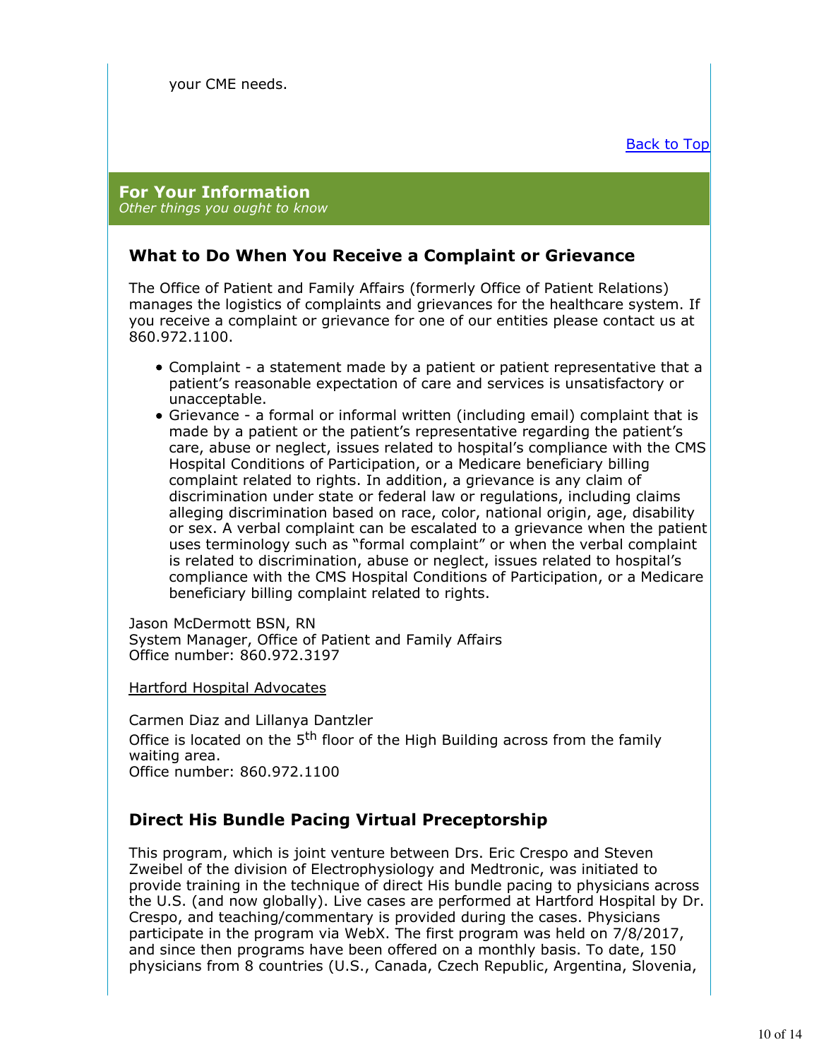your CME needs.

Back to Top

## For Your Information

*Other things you ought to know*

### What to Do When You Receive a Complaint or Grievance

The Office of Patient and Family Affairs (formerly Office of Patient Relations) manages the logistics of complaints and grievances for the healthcare system. If you receive a complaint or grievance for one of our entities please contact us at 860.972.1100.

- Complaint - a statement made by a patient or patient representative that a patient's reasonable expectation of care and services is unsatisfactory or unacceptable.
- Grievance - a formal or informal written (including email) complaint that is made by a patient or the patient's representative regarding the patient's care, abuse or neglect, issues related to hospital's compliance with the CMS Hospital Conditions of Participation, or a Medicare beneficiary billing complaint related to rights. In addition, a grievance is any claim of discrimination under state or federal law or regulations, including claims alleging discrimination based on race, color, national origin, age, disability or sex. A verbal complaint can be escalated to a grievance when the patient uses terminology such as "formal complaint" or when the verbal complaint is related to discrimination, abuse or neglect, issues related to hospital's compliance with the CMS Hospital Conditions of Participation, or a Medicare beneficiary billing complaint related to rights.

Jason McDermott BSN, RN
System Manager, Office of Patient and Family Affairs
Office number: 860.972.3197

Hartford Hospital Advocates

Carmen Diaz and Lillanya Dantzler
Office is located on the 5th floor of the High Building across from the family waiting area.
Office number: 860.972.1100

### Direct His Bundle Pacing Virtual Preceptorship

This program, which is joint venture between Drs. Eric Crespo and Steven Zweibel of the division of Electrophysiology and Medtronic, was initiated to provide training in the technique of direct His bundle pacing to physicians across the U.S. (and now globally). Live cases are performed at Hartford Hospital by Dr. Crespo, and teaching/commentary is provided during the cases. Physicians participate in the program via WebX. The first program was held on 7/8/2017, and since then programs have been offered on a monthly basis. To date, 150 physicians from 8 countries (U.S., Canada, Czech Republic, Argentina, Slovenia,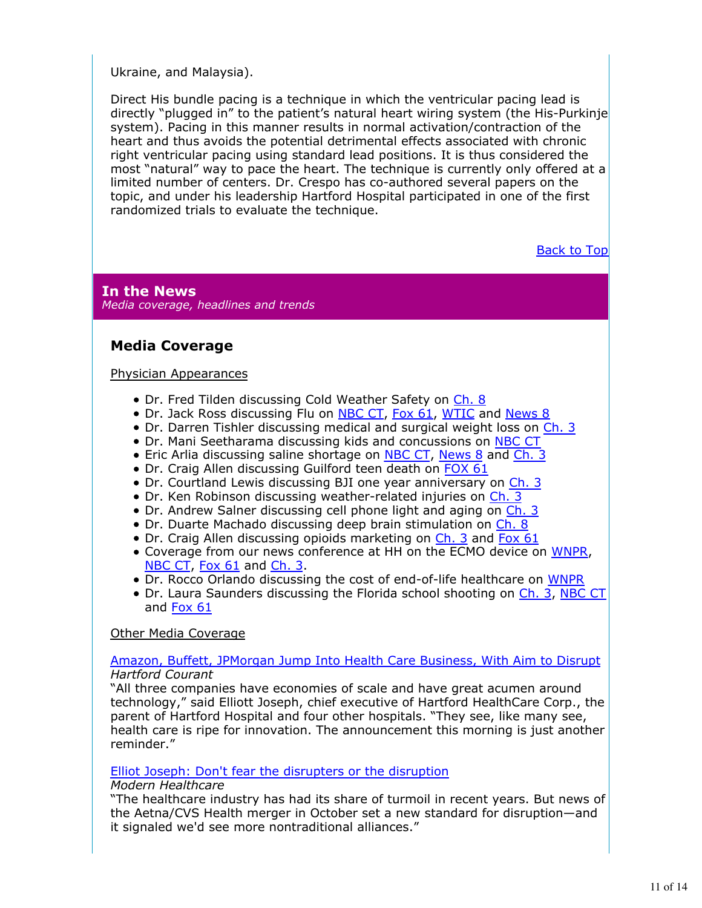Ukraine, and Malaysia).

Direct His bundle pacing is a technique in which the ventricular pacing lead is directly "plugged in" to the patient's natural heart wiring system (the His-Purkinje system). Pacing in this manner results in normal activation/contraction of the heart and thus avoids the potential detrimental effects associated with chronic right ventricular pacing using standard lead positions. It is thus considered the most "natural" way to pace the heart. The technique is currently only offered at a limited number of centers. Dr. Crespo has co-authored several papers on the topic, and under his leadership Hartford Hospital participated in one of the first randomized trials to evaluate the technique.

Back to Top

## In the News

*Media coverage, headlines and trends*

### Media Coverage

Physician Appearances

- Dr. Fred Tilden discussing Cold Weather Safety on Ch. 8
- Dr. Jack Ross discussing Flu on NBC CT, Fox 61, WTIC and News 8
- Dr. Darren Tishler discussing medical and surgical weight loss on Ch. 3
- Dr. Mani Seetharama discussing kids and concussions on NBC CT
- Eric Arlia discussing saline shortage on NBC CT, News 8 and Ch. 3
- Dr. Craig Allen discussing Guilford teen death on FOX 61
- Dr. Courtland Lewis discussing BJI one year anniversary on Ch. 3
- Dr. Ken Robinson discussing weather-related injuries on Ch. 3
- Dr. Andrew Salner discussing cell phone light and aging on Ch. 3
- Dr. Duarte Machado discussing deep brain stimulation on Ch. 8
- Dr. Craig Allen discussing opioids marketing on Ch. 3 and Fox 61
- Coverage from our news conference at HH on the ECMO device on WNPR, NBC CT, Fox 61 and Ch. 3.
- Dr. Rocco Orlando discussing the cost of end-of-life healthcare on WNPR
- Dr. Laura Saunders discussing the Florida school shooting on Ch. 3, NBC CT and Fox 61

Other Media Coverage

Amazon, Buffett, JPMorgan Jump Into Health Care Business, With Aim to Disrupt
*Hartford Courant*
"All three companies have economies of scale and have great acumen around technology," said Elliott Joseph, chief executive of Hartford HealthCare Corp., the parent of Hartford Hospital and four other hospitals. "They see, like many see, health care is ripe for innovation. The announcement this morning is just another reminder."

Elliot Joseph: Don't fear the disrupters or the disruption
*Modern Healthcare*
"The healthcare industry has had its share of turmoil in recent years. But news of the Aetna/CVS Health merger in October set a new standard for disruption—and it signaled we'd see more nontraditional alliances."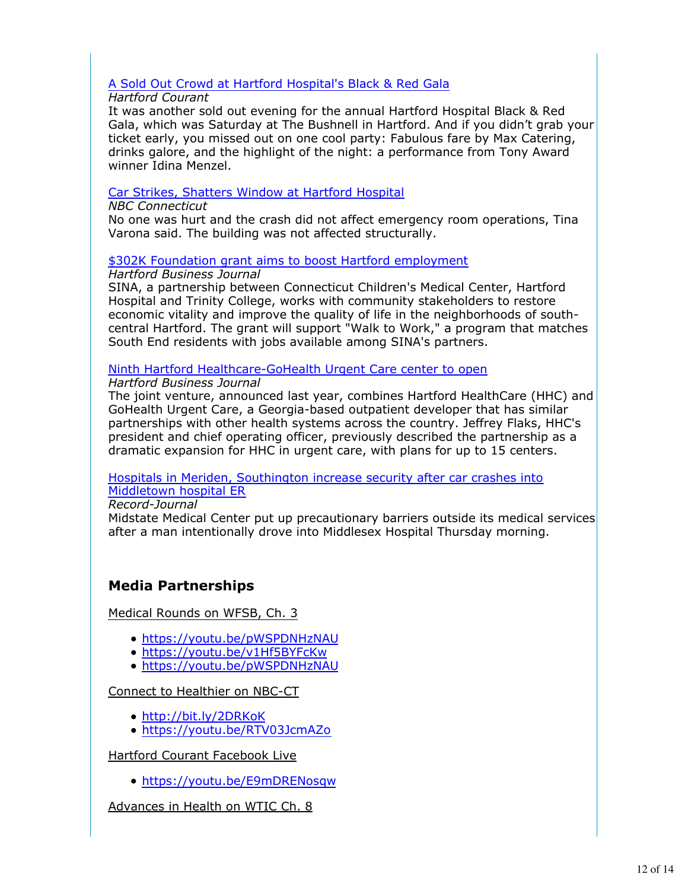[A Sold Out Crowd at Hartford Hospital's Black & Red Gala]()
*Hartford Courant*
It was another sold out evening for the annual Hartford Hospital Black & Red Gala, which was Saturday at The Bushnell in Hartford. And if you didn't grab your ticket early, you missed out on one cool party: Fabulous fare by Max Catering, drinks galore, and the highlight of the night: a performance from Tony Award winner Idina Menzel.

[Car Strikes, Shatters Window at Hartford Hospital]()
*NBC Connecticut*
No one was hurt and the crash did not affect emergency room operations, Tina Varona said. The building was not affected structurally.

[$302K Foundation grant aims to boost Hartford employment]()
*Hartford Business Journal*
SINA, a partnership between Connecticut Children's Medical Center, Hartford Hospital and Trinity College, works with community stakeholders to restore economic vitality and improve the quality of life in the neighborhoods of south-central Hartford. The grant will support "Walk to Work," a program that matches South End residents with jobs available among SINA's partners.

[Ninth Hartford Healthcare-GoHealth Urgent Care center to open]()
*Hartford Business Journal*
The joint venture, announced last year, combines Hartford HealthCare (HHC) and GoHealth Urgent Care, a Georgia-based outpatient developer that has similar partnerships with other health systems across the country. Jeffrey Flaks, HHC's president and chief operating officer, previously described the partnership as a dramatic expansion for HHC in urgent care, with plans for up to 15 centers.

[Hospitals in Meriden, Southington increase security after car crashes into Middletown hospital ER]()
*Record-Journal*
Midstate Medical Center put up precautionary barriers outside its medical services after a man intentionally drove into Middlesex Hospital Thursday morning.

## Media Partnerships

Medical Rounds on WFSB, Ch. 3

- https://youtu.be/pWSPDNHzNAU
- https://youtu.be/v1Hf5BYFcKw
- https://youtu.be/pWSPDNHzNAU

Connect to Healthier on NBC-CT

- http://bit.ly/2DRKoK
- https://youtu.be/RTV03JcmAZo

Hartford Courant Facebook Live

- https://youtu.be/E9mDRENosqw

Advances in Health on WTIC Ch. 8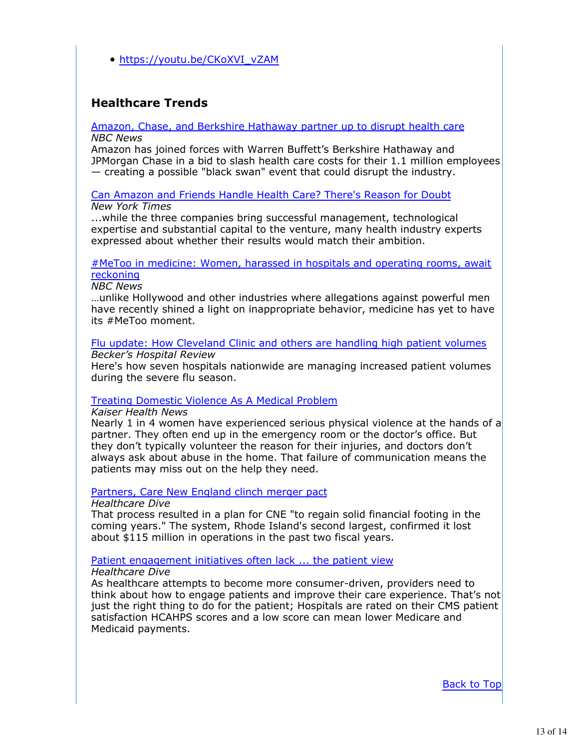- https://youtu.be/CKoXVI_vZAM

## Healthcare Trends

Amazon, Chase, and Berkshire Hathaway partner up to disrupt health care
*NBC News*
Amazon has joined forces with Warren Buffett's Berkshire Hathaway and JPMorgan Chase in a bid to slash health care costs for their 1.1 million employees — creating a possible "black swan" event that could disrupt the industry.

Can Amazon and Friends Handle Health Care? There's Reason for Doubt
*New York Times*
...while the three companies bring successful management, technological expertise and substantial capital to the venture, many health industry experts expressed about whether their results would match their ambition.

#MeToo in medicine: Women, harassed in hospitals and operating rooms, await reckoning
*NBC News*
…unlike Hollywood and other industries where allegations against powerful men have recently shined a light on inappropriate behavior, medicine has yet to have its #MeToo moment.

Flu update: How Cleveland Clinic and others are handling high patient volumes
*Becker's Hospital Review*
Here's how seven hospitals nationwide are managing increased patient volumes during the severe flu season.

Treating Domestic Violence As A Medical Problem
*Kaiser Health News*
Nearly 1 in 4 women have experienced serious physical violence at the hands of a partner. They often end up in the emergency room or the doctor's office. But they don't typically volunteer the reason for their injuries, and doctors don't always ask about abuse in the home. That failure of communication means the patients may miss out on the help they need.

Partners, Care New England clinch merger pact
*Healthcare Dive*
That process resulted in a plan for CNE "to regain solid financial footing in the coming years." The system, Rhode Island's second largest, confirmed it lost about $115 million in operations in the past two fiscal years.

Patient engagement initiatives often lack ... the patient view
*Healthcare Dive*
As healthcare attempts to become more consumer-driven, providers need to think about how to engage patients and improve their care experience. That's not just the right thing to do for the patient; Hospitals are rated on their CMS patient satisfaction HCAHPS scores and a low score can mean lower Medicare and Medicaid payments.

Back to Top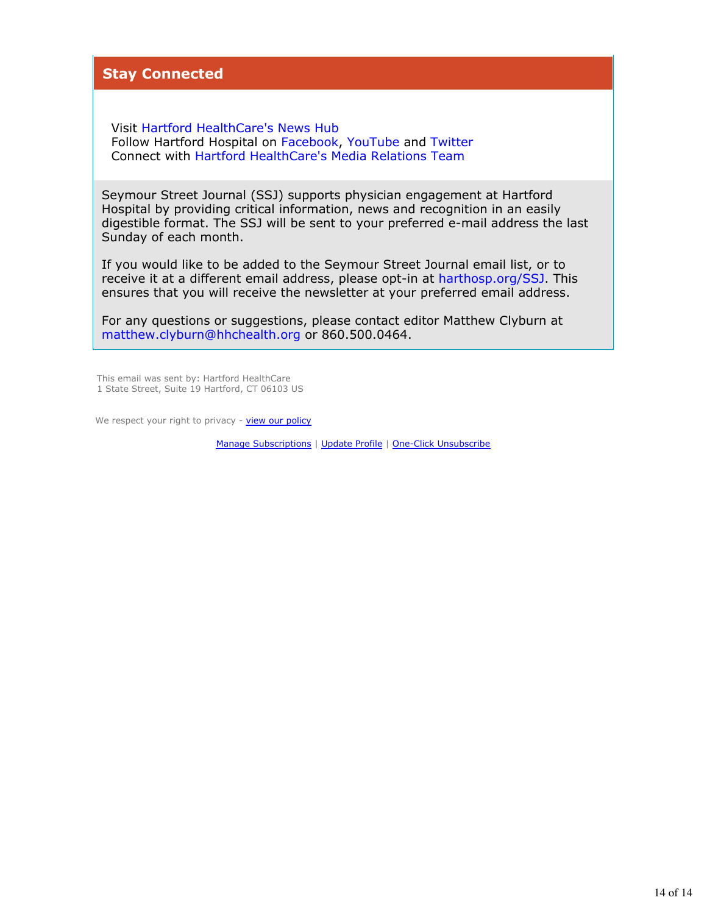## Stay Connected

Visit Hartford HealthCare's News Hub
Follow Hartford Hospital on Facebook, YouTube and Twitter
Connect with Hartford HealthCare's Media Relations Team

Seymour Street Journal (SSJ) supports physician engagement at Hartford Hospital by providing critical information, news and recognition in an easily digestible format. The SSJ will be sent to your preferred e-mail address the last Sunday of each month.

If you would like to be added to the Seymour Street Journal email list, or to receive it at a different email address, please opt-in at harthosp.org/SSJ. This ensures that you will receive the newsletter at your preferred email address.

For any questions or suggestions, please contact editor Matthew Clyburn at matthew.clyburn@hhchealth.org or 860.500.0464.

This email was sent by: Hartford HealthCare
1 State Street, Suite 19 Hartford, CT 06103 US

We respect your right to privacy - view our policy

Manage Subscriptions | Update Profile | One-Click Unsubscribe